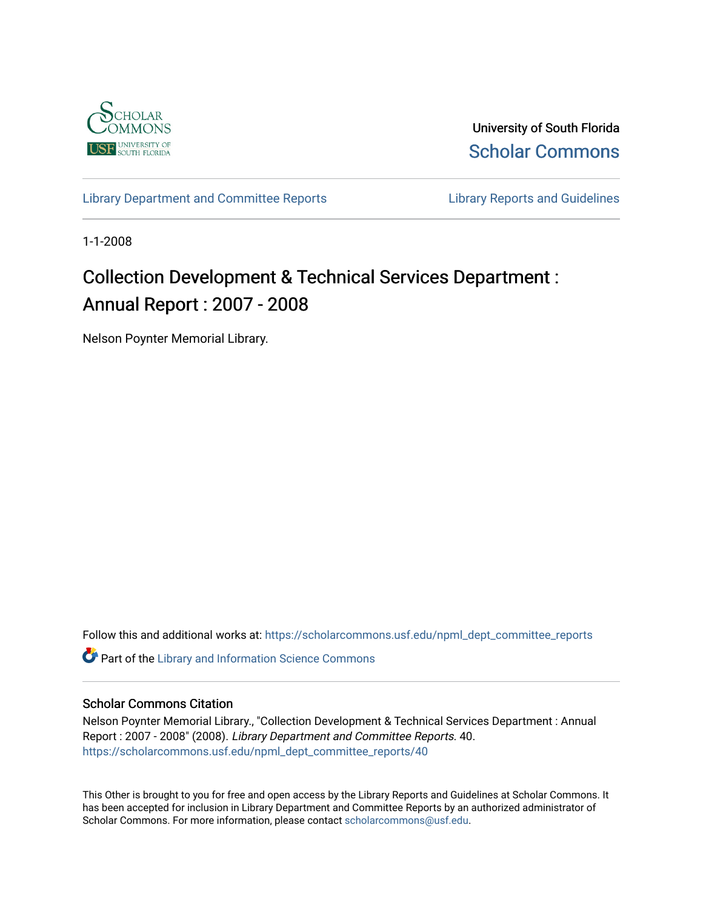University of South Florida

Scholar Commons

Library Department and Committee Reports

Library Reports and Guidelines

1-1-2008

# Collection Development & Technical Services Department : Annual Report : 2007 - 2008

Nelson Poynter Memorial Library.

Follow this and additional works at: https://scholarcommons.usf.edu/npml_dept_committee_reports

Part of the Library and Information Science Commons

## Scholar Commons Citation

Nelson Poynter Memorial Library., "Collection Development & Technical Services Department : Annual Report : 2007 - 2008" (2008). *Library Department and Committee Reports*. 40.
https://scholarcommons.usf.edu/npml_dept_committee_reports/40

This Other is brought to you for free and open access by the Library Reports and Guidelines at Scholar Commons. It has been accepted for inclusion in Library Department and Committee Reports by an authorized administrator of Scholar Commons. For more information, please contact scholarcommons@usf.edu.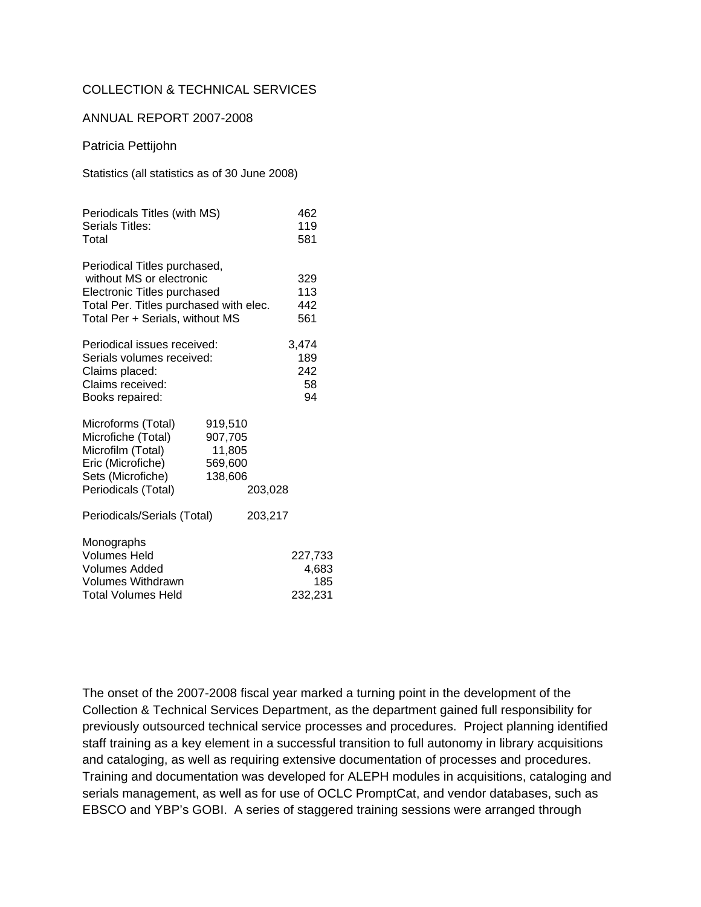COLLECTION & TECHNICAL SERVICES

ANNUAL REPORT 2007-2008

Patricia Pettijohn

Statistics (all statistics as of 30 June 2008)

| | |
|---|---|
| Periodicals Titles (with MS) | 462 |
| Serials Titles: | 119 |
| Total | 581 |

| | |
|---|---|
| Periodical Titles purchased, without MS or electronic | 329 |
| Electronic Titles purchased | 113 |
| Total Per. Titles purchased with elec. | 442 |
| Total Per + Serials, without MS | 561 |

| | |
|---|---|
| Periodical issues received: | 3,474 |
| Serials volumes received: | 189 |
| Claims placed: | 242 |
| Claims received: | 58 |
| Books repaired: | 94 |

| | | |
|---|---|---|
| Microforms (Total) | 919,510 | |
| Microfiche (Total) | 907,705 | |
| Microfilm (Total) | 11,805 | |
| Eric (Microfiche) | 569,600 | |
| Sets (Microfiche) | 138,606 | |
| Periodicals (Total) | | 203,028 |
| Periodicals/Serials (Total) | | 203,217 |

| Monographs | |
|---|---|
| Volumes Held | 227,733 |
| Volumes Added | 4,683 |
| Volumes Withdrawn | 185 |
| Total Volumes Held | 232,231 |

The onset of the 2007-2008 fiscal year marked a turning point in the development of the Collection & Technical Services Department, as the department gained full responsibility for previously outsourced technical service processes and procedures. Project planning identified staff training as a key element in a successful transition to full autonomy in library acquisitions and cataloging, as well as requiring extensive documentation of processes and procedures. Training and documentation was developed for ALEPH modules in acquisitions, cataloging and serials management, as well as for use of OCLC PromptCat, and vendor databases, such as EBSCO and YBP's GOBI. A series of staggered training sessions were arranged through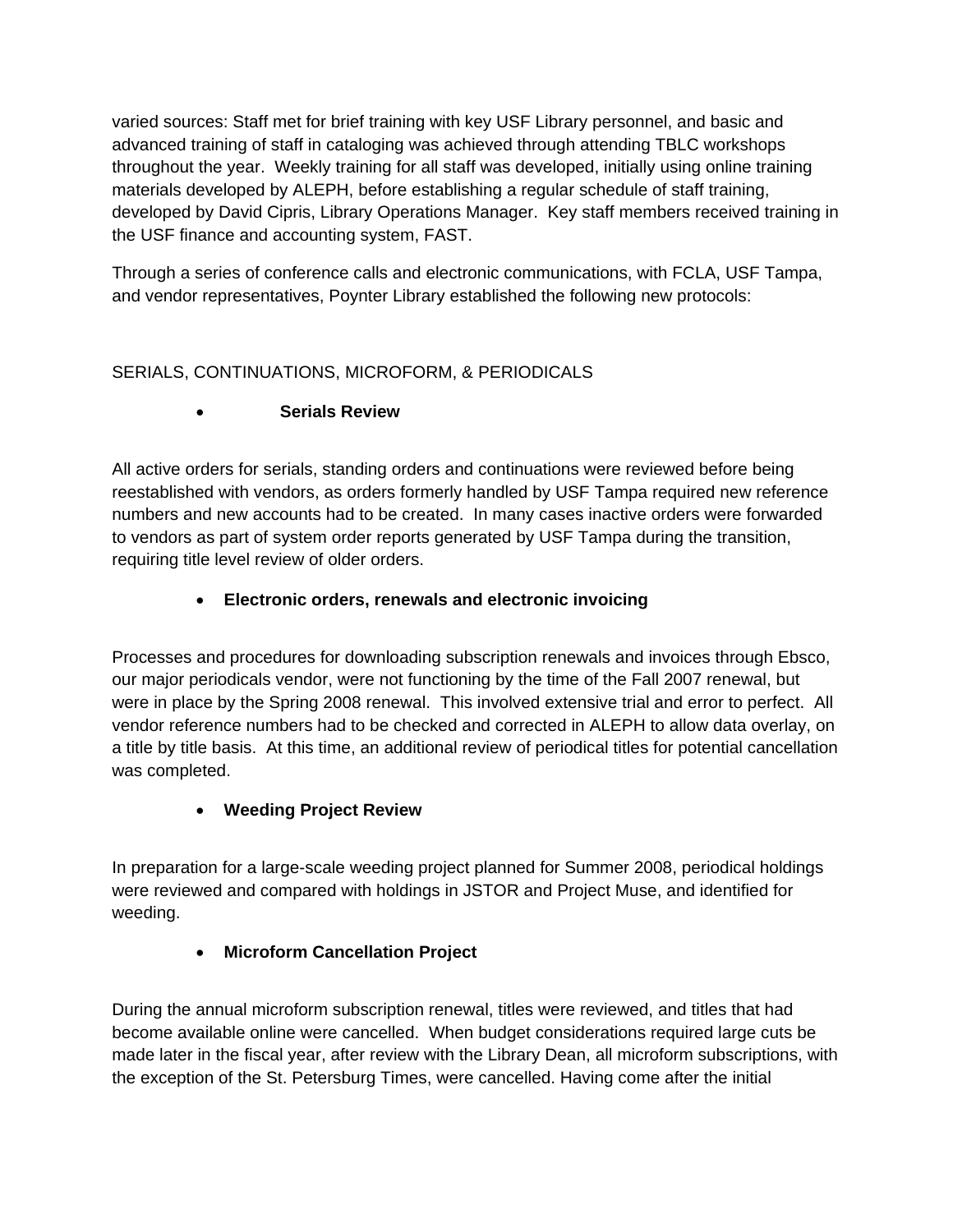varied sources: Staff met for brief training with key USF Library personnel, and basic and advanced training of staff in cataloging was achieved through attending TBLC workshops throughout the year. Weekly training for all staff was developed, initially using online training materials developed by ALEPH, before establishing a regular schedule of staff training, developed by David Cipris, Library Operations Manager. Key staff members received training in the USF finance and accounting system, FAST.

Through a series of conference calls and electronic communications, with FCLA, USF Tampa, and vendor representatives, Poynter Library established the following new protocols:

SERIALS, CONTINUATIONS, MICROFORM, & PERIODICALS

- **Serials Review**

All active orders for serials, standing orders and continuations were reviewed before being reestablished with vendors, as orders formerly handled by USF Tampa required new reference numbers and new accounts had to be created. In many cases inactive orders were forwarded to vendors as part of system order reports generated by USF Tampa during the transition, requiring title level review of older orders.

- **Electronic orders, renewals and electronic invoicing**

Processes and procedures for downloading subscription renewals and invoices through Ebsco, our major periodicals vendor, were not functioning by the time of the Fall 2007 renewal, but were in place by the Spring 2008 renewal. This involved extensive trial and error to perfect. All vendor reference numbers had to be checked and corrected in ALEPH to allow data overlay, on a title by title basis. At this time, an additional review of periodical titles for potential cancellation was completed.

- **Weeding Project Review**

In preparation for a large-scale weeding project planned for Summer 2008, periodical holdings were reviewed and compared with holdings in JSTOR and Project Muse, and identified for weeding.

- **Microform Cancellation Project**

During the annual microform subscription renewal, titles were reviewed, and titles that had become available online were cancelled. When budget considerations required large cuts be made later in the fiscal year, after review with the Library Dean, all microform subscriptions, with the exception of the St. Petersburg Times, were cancelled. Having come after the initial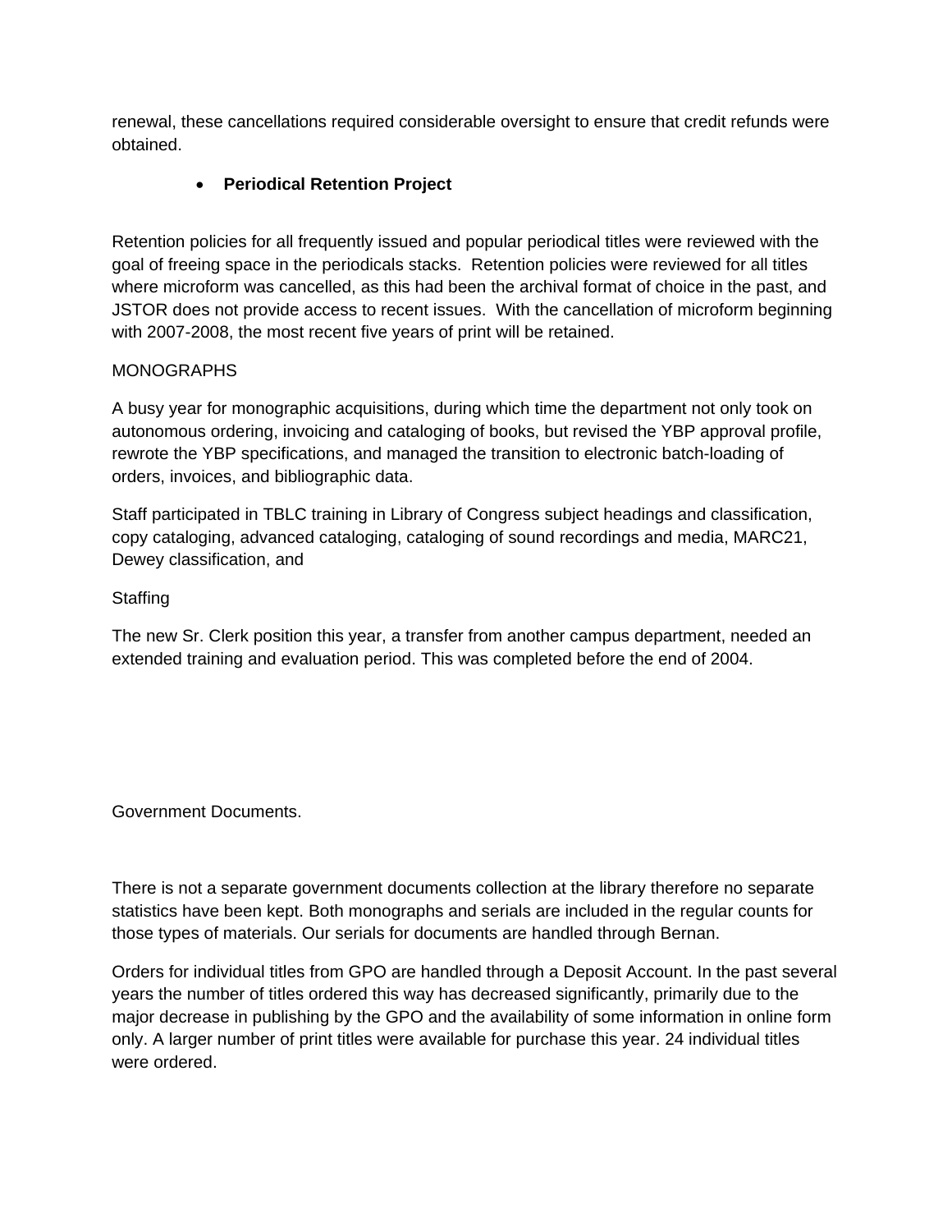renewal, these cancellations required considerable oversight to ensure that credit refunds were obtained.

- **Periodical Retention Project**

Retention policies for all frequently issued and popular periodical titles were reviewed with the goal of freeing space in the periodicals stacks. Retention policies were reviewed for all titles where microform was cancelled, as this had been the archival format of choice in the past, and JSTOR does not provide access to recent issues. With the cancellation of microform beginning with 2007-2008, the most recent five years of print will be retained.

MONOGRAPHS

A busy year for monographic acquisitions, during which time the department not only took on autonomous ordering, invoicing and cataloging of books, but revised the YBP approval profile, rewrote the YBP specifications, and managed the transition to electronic batch-loading of orders, invoices, and bibliographic data.

Staff participated in TBLC training in Library of Congress subject headings and classification, copy cataloging, advanced cataloging, cataloging of sound recordings and media, MARC21, Dewey classification, and

Staffing

The new Sr. Clerk position this year, a transfer from another campus department, needed an extended training and evaluation period. This was completed before the end of 2004.

Government Documents.

There is not a separate government documents collection at the library therefore no separate statistics have been kept. Both monographs and serials are included in the regular counts for those types of materials. Our serials for documents are handled through Bernan.

Orders for individual titles from GPO are handled through a Deposit Account. In the past several years the number of titles ordered this way has decreased significantly, primarily due to the major decrease in publishing by the GPO and the availability of some information in online form only. A larger number of print titles were available for purchase this year. 24 individual titles were ordered.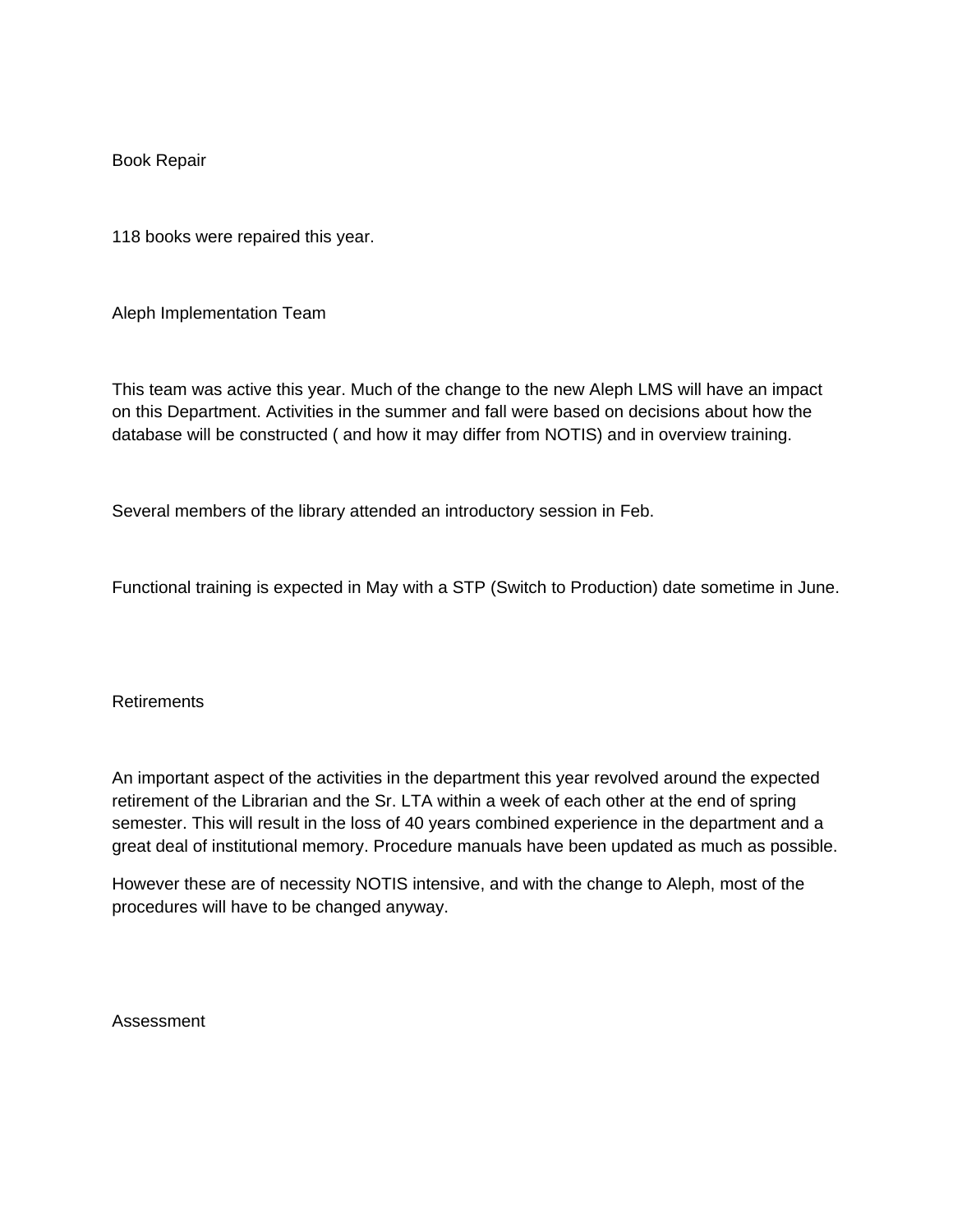## Book Repair

118 books were repaired this year.

## Aleph Implementation Team

This team was active this year. Much of the change to the new Aleph LMS will have an impact on this Department. Activities in the summer and fall were based on decisions about how the database will be constructed ( and how it may differ from NOTIS) and in overview training.

Several members of the library attended an introductory session in Feb.

Functional training is expected in May with a STP (Switch to Production) date sometime in June.

## Retirements

An important aspect of the activities in the department this year revolved around the expected retirement of the Librarian and the Sr. LTA within a week of each other at the end of spring semester. This will result in the loss of 40 years combined experience in the department and a great deal of institutional memory. Procedure manuals have been updated as much as possible.

However these are of necessity NOTIS intensive, and with the change to Aleph, most of the procedures will have to be changed anyway.

## Assessment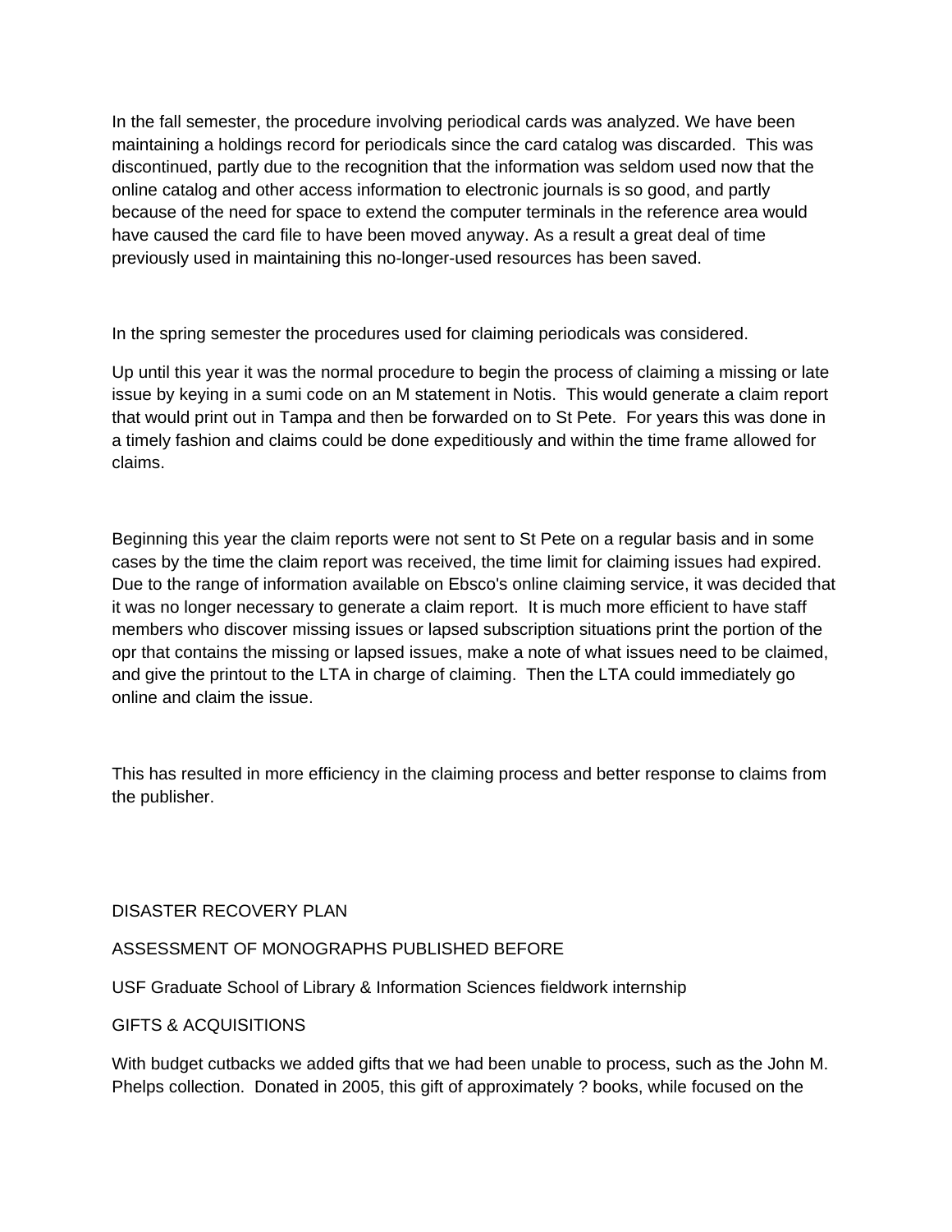In the fall semester, the procedure involving periodical cards was analyzed. We have been maintaining a holdings record for periodicals since the card catalog was discarded. This was discontinued, partly due to the recognition that the information was seldom used now that the online catalog and other access information to electronic journals is so good, and partly because of the need for space to extend the computer terminals in the reference area would have caused the card file to have been moved anyway. As a result a great deal of time previously used in maintaining this no-longer-used resources has been saved.

In the spring semester the procedures used for claiming periodicals was considered.

Up until this year it was the normal procedure to begin the process of claiming a missing or late issue by keying in a sumi code on an M statement in Notis. This would generate a claim report that would print out in Tampa and then be forwarded on to St Pete. For years this was done in a timely fashion and claims could be done expeditiously and within the time frame allowed for claims.

Beginning this year the claim reports were not sent to St Pete on a regular basis and in some cases by the time the claim report was received, the time limit for claiming issues had expired. Due to the range of information available on Ebsco's online claiming service, it was decided that it was no longer necessary to generate a claim report. It is much more efficient to have staff members who discover missing issues or lapsed subscription situations print the portion of the opr that contains the missing or lapsed issues, make a note of what issues need to be claimed, and give the printout to the LTA in charge of claiming. Then the LTA could immediately go online and claim the issue.

This has resulted in more efficiency in the claiming process and better response to claims from the publisher.

DISASTER RECOVERY PLAN

ASSESSMENT OF MONOGRAPHS PUBLISHED BEFORE

USF Graduate School of Library & Information Sciences fieldwork internship

GIFTS & ACQUISITIONS

With budget cutbacks we added gifts that we had been unable to process, such as the John M. Phelps collection. Donated in 2005, this gift of approximately ? books, while focused on the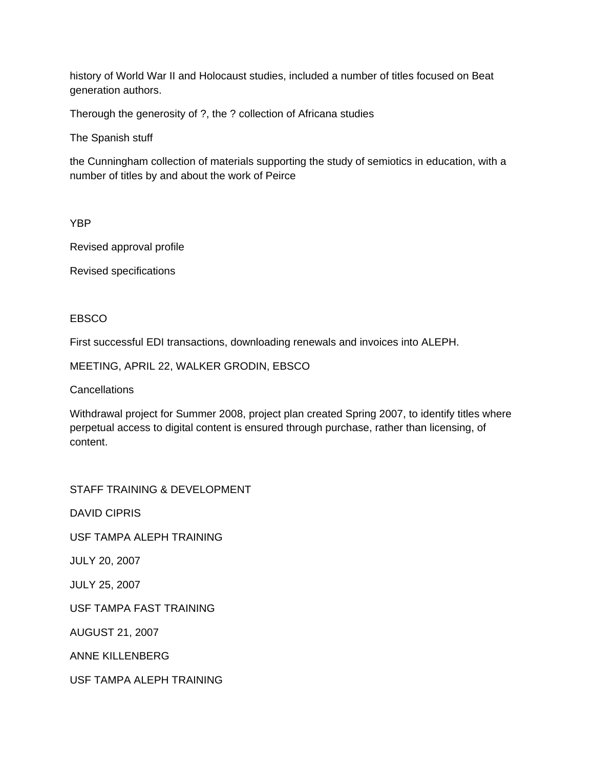history of World War II and Holocaust studies, included a number of titles focused on Beat generation authors.

Therough the generosity of ?, the ? collection of Africana studies

The Spanish stuff

the Cunningham collection of materials supporting the study of semiotics in education, with a number of titles by and about the work of Peirce

YBP

Revised approval profile

Revised specifications

EBSCO

First successful EDI transactions, downloading renewals and invoices into ALEPH.

MEETING, APRIL 22, WALKER GRODIN, EBSCO

Cancellations

Withdrawal project for Summer 2008, project plan created Spring 2007, to identify titles where perpetual access to digital content is ensured through purchase, rather than licensing, of content.

STAFF TRAINING & DEVELOPMENT

DAVID CIPRIS

USF TAMPA ALEPH TRAINING

JULY 20, 2007

JULY 25, 2007

USF TAMPA FAST TRAINING

AUGUST 21, 2007

ANNE KILLENBERG

USF TAMPA ALEPH TRAINING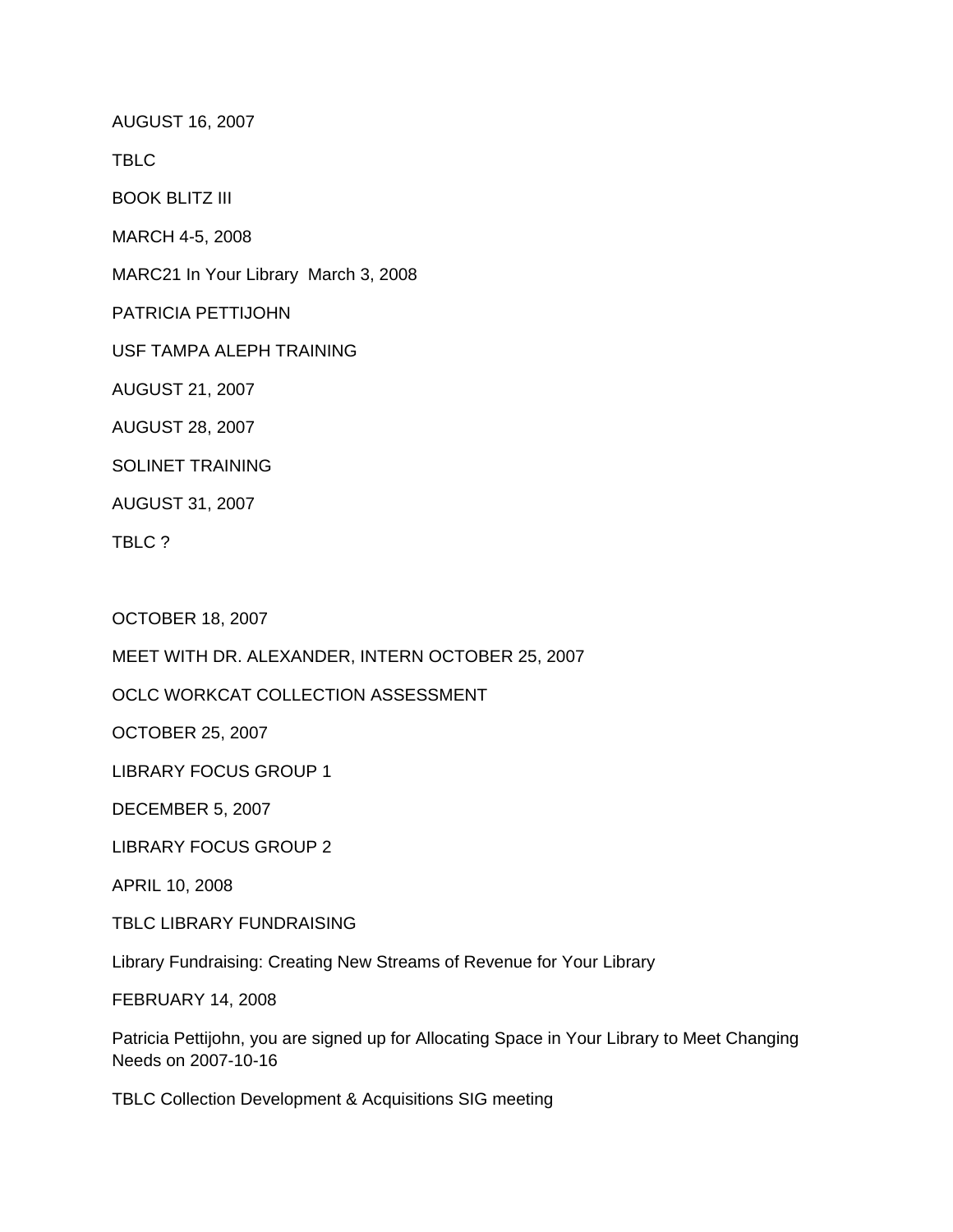AUGUST 16, 2007

TBLC

BOOK BLITZ III

MARCH 4-5, 2008

MARC21 In Your Library  March 3, 2008

PATRICIA PETTIJOHN

USF TAMPA ALEPH TRAINING

AUGUST 21, 2007

AUGUST 28, 2007

SOLINET TRAINING

AUGUST 31, 2007

TBLC ?

OCTOBER 18, 2007

MEET WITH DR. ALEXANDER, INTERN OCTOBER 25, 2007

OCLC WORKCAT COLLECTION ASSESSMENT

OCTOBER 25, 2007

LIBRARY FOCUS GROUP 1

DECEMBER 5, 2007

LIBRARY FOCUS GROUP 2

APRIL 10, 2008

TBLC LIBRARY FUNDRAISING

Library Fundraising: Creating New Streams of Revenue for Your Library

FEBRUARY 14, 2008

Patricia Pettijohn, you are signed up for Allocating Space in Your Library to Meet Changing Needs on 2007-10-16

TBLC Collection Development & Acquisitions SIG meeting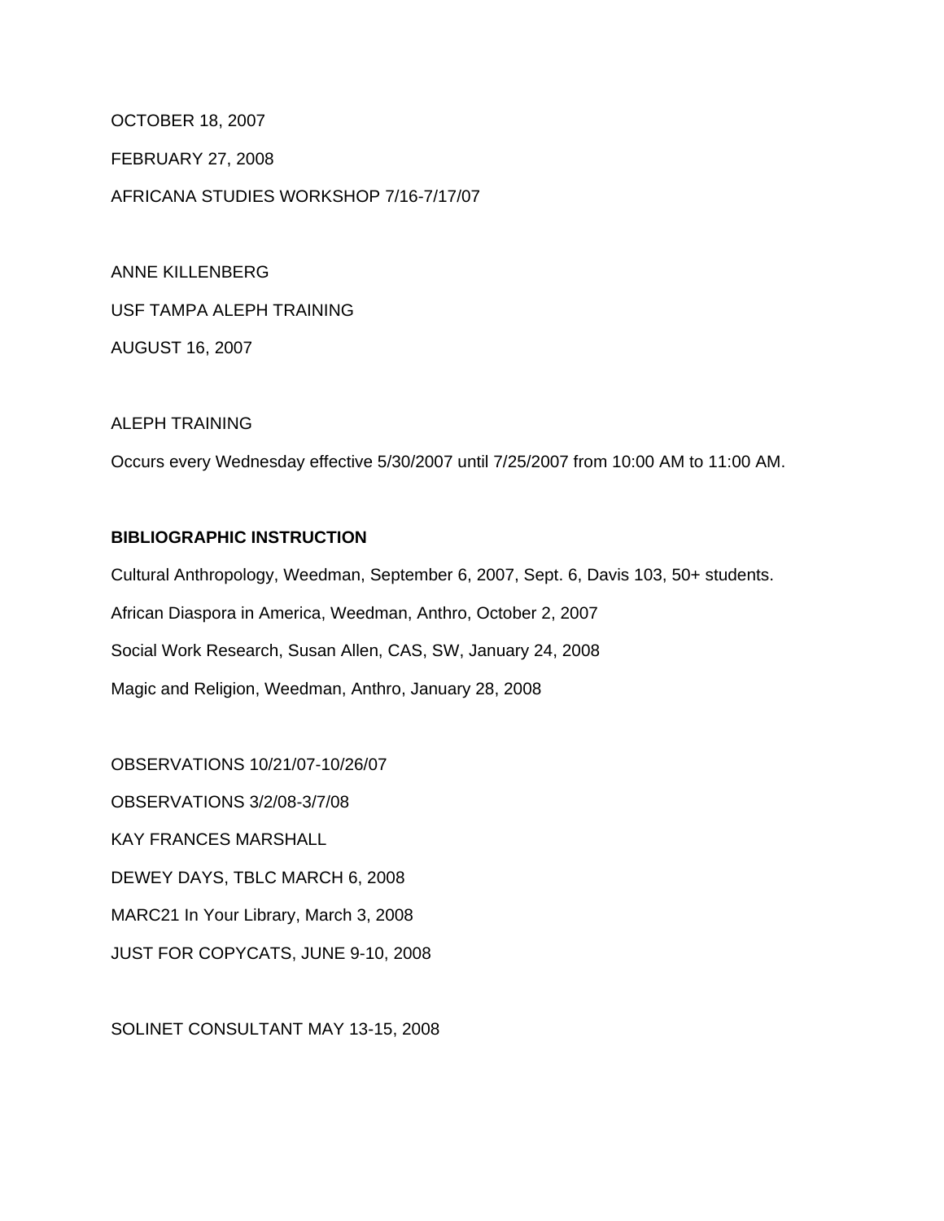OCTOBER 18, 2007

FEBRUARY 27, 2008

AFRICANA STUDIES WORKSHOP 7/16-7/17/07

ANNE KILLENBERG

USF TAMPA ALEPH TRAINING

AUGUST 16, 2007

ALEPH TRAINING

Occurs every Wednesday effective 5/30/2007 until 7/25/2007 from 10:00 AM to 11:00 AM.

**BIBLIOGRAPHIC INSTRUCTION**

Cultural Anthropology, Weedman, September 6, 2007, Sept. 6, Davis 103, 50+ students.

African Diaspora in America, Weedman, Anthro, October 2, 2007

Social Work Research, Susan Allen, CAS, SW, January 24, 2008

Magic and Religion, Weedman, Anthro, January 28, 2008

OBSERVATIONS 10/21/07-10/26/07

OBSERVATIONS 3/2/08-3/7/08

KAY FRANCES MARSHALL

DEWEY DAYS, TBLC MARCH 6, 2008

MARC21 In Your Library, March 3, 2008

JUST FOR COPYCATS, JUNE 9-10, 2008

SOLINET CONSULTANT MAY 13-15, 2008